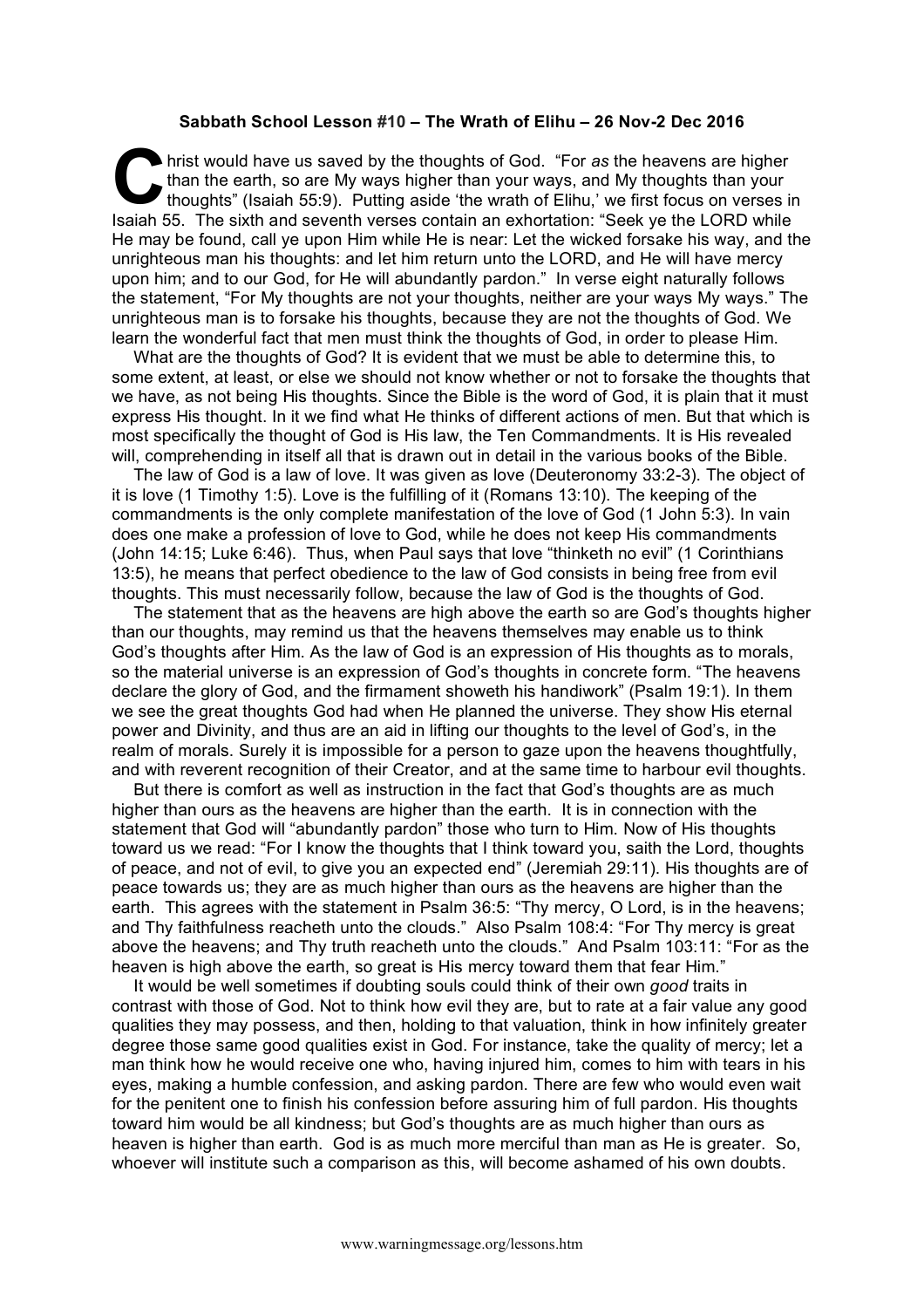**Sabbath School Lesson #10 – The Wrath of Elihu – 26 Nov-2 Dec 2016**

Christ would have us saved by the thoughts of God. "For *as* the heavens are higher than the earth, so are My ways higher than your ways, and My thoughts than your thoughts" (Isaiah 55:9). Putting aside 'the wrath of Elihu,' we first focus on verses in Isaiah 55. The sixth and seventh verses contain an exhortation: "Seek ye the LORD while He may be found, call ye upon Him while He is near: Let the wicked forsake his way, and the unrighteous man his thoughts: and let him return unto the LORD, and He will have mercy upon him; and to our God, for He will abundantly pardon." In verse eight naturally follows the statement, "For My thoughts are not your thoughts, neither are your ways My ways." The unrighteous man is to forsake his thoughts, because they are not the thoughts of God. We learn the wonderful fact that men must think the thoughts of God, in order to please Him.

What are the thoughts of God? It is evident that we must be able to determine this, to some extent, at least, or else we should not know whether or not to forsake the thoughts that we have, as not being His thoughts. Since the Bible is the word of God, it is plain that it must express His thought. In it we find what He thinks of different actions of men. But that which is most specifically the thought of God is His law, the Ten Commandments. It is His revealed will, comprehending in itself all that is drawn out in detail in the various books of the Bible.

The law of God is a law of love. It was given as love (Deuteronomy 33:2-3). The object of it is love (1 Timothy 1:5). Love is the fulfilling of it (Romans 13:10). The keeping of the commandments is the only complete manifestation of the love of God (1 John 5:3). In vain does one make a profession of love to God, while he does not keep His commandments (John 14:15; Luke 6:46). Thus, when Paul says that love "thinketh no evil" (1 Corinthians 13:5), he means that perfect obedience to the law of God consists in being free from evil thoughts. This must necessarily follow, because the law of God is the thoughts of God.

The statement that as the heavens are high above the earth so are God's thoughts higher than our thoughts, may remind us that the heavens themselves may enable us to think God's thoughts after Him. As the law of God is an expression of His thoughts as to morals, so the material universe is an expression of God's thoughts in concrete form. "The heavens declare the glory of God, and the firmament showeth his handiwork" (Psalm 19:1). In them we see the great thoughts God had when He planned the universe. They show His eternal power and Divinity, and thus are an aid in lifting our thoughts to the level of God's, in the realm of morals. Surely it is impossible for a person to gaze upon the heavens thoughtfully, and with reverent recognition of their Creator, and at the same time to harbour evil thoughts.

But there is comfort as well as instruction in the fact that God's thoughts are as much higher than ours as the heavens are higher than the earth. It is in connection with the statement that God will "abundantly pardon" those who turn to Him. Now of His thoughts toward us we read: "For I know the thoughts that I think toward you, saith the Lord, thoughts of peace, and not of evil, to give you an expected end" (Jeremiah 29:11). His thoughts are of peace towards us; they are as much higher than ours as the heavens are higher than the earth. This agrees with the statement in Psalm 36:5: "Thy mercy, O Lord, is in the heavens; and Thy faithfulness reacheth unto the clouds." Also Psalm 108:4: "For Thy mercy is great above the heavens; and Thy truth reacheth unto the clouds." And Psalm 103:11: "For as the heaven is high above the earth, so great is His mercy toward them that fear Him."

It would be well sometimes if doubting souls could think of their own *good* traits in contrast with those of God. Not to think how evil they are, but to rate at a fair value any good qualities they may possess, and then, holding to that valuation, think in how infinitely greater degree those same good qualities exist in God. For instance, take the quality of mercy; let a man think how he would receive one who, having injured him, comes to him with tears in his eyes, making a humble confession, and asking pardon. There are few who would even wait for the penitent one to finish his confession before assuring him of full pardon. His thoughts toward him would be all kindness; but God's thoughts are as much higher than ours as heaven is higher than earth. God is as much more merciful than man as He is greater. So, whoever will institute such a comparison as this, will become ashamed of his own doubts.

www.warningmessage.org/lessons.htm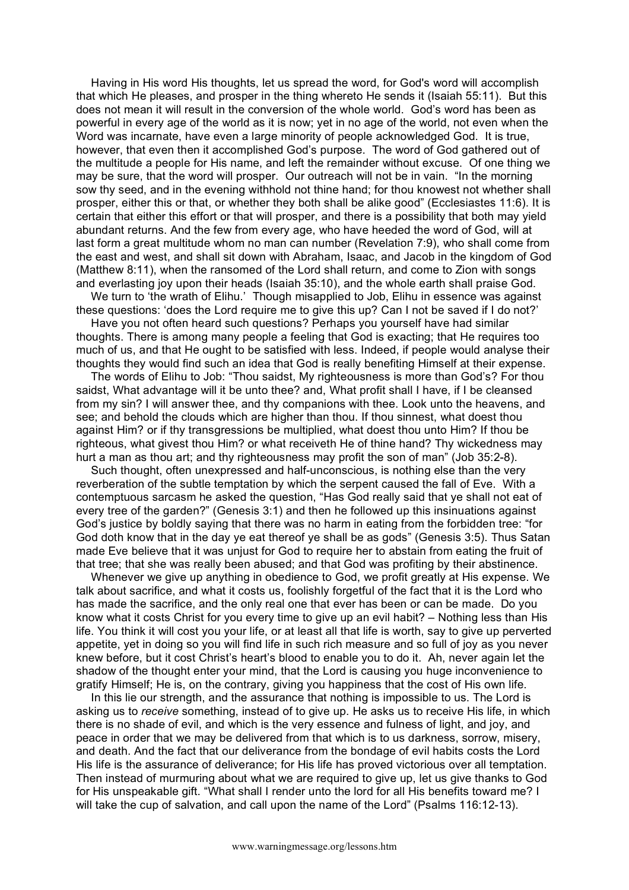Having in His word His thoughts, let us spread the word, for God's word will accomplish that which He pleases, and prosper in the thing whereto He sends it (Isaiah 55:11). But this does not mean it will result in the conversion of the whole world. God's word has been as powerful in every age of the world as it is now; yet in no age of the world, not even when the Word was incarnate, have even a large minority of people acknowledged God. It is true, however, that even then it accomplished God's purpose. The word of God gathered out of the multitude a people for His name, and left the remainder without excuse. Of one thing we may be sure, that the word will prosper. Our outreach will not be in vain. "In the morning sow thy seed, and in the evening withhold not thine hand; for thou knowest not whether shall prosper, either this or that, or whether they both shall be alike good" (Ecclesiastes 11:6). It is certain that either this effort or that will prosper, and there is a possibility that both may yield abundant returns. And the few from every age, who have heeded the word of God, will at last form a great multitude whom no man can number (Revelation 7:9), who shall come from the east and west, and shall sit down with Abraham, Isaac, and Jacob in the kingdom of God (Matthew 8:11), when the ransomed of the Lord shall return, and come to Zion with songs and everlasting joy upon their heads (Isaiah 35:10), and the whole earth shall praise God.

We turn to 'the wrath of Elihu.' Though misapplied to Job, Elihu in essence was against these questions: 'does the Lord require me to give this up? Can I not be saved if I do not?'

Have you not often heard such questions? Perhaps you yourself have had similar thoughts. There is among many people a feeling that God is exacting; that He requires too much of us, and that He ought to be satisfied with less. Indeed, if people would analyse their thoughts they would find such an idea that God is really benefiting Himself at their expense.

The words of Elihu to Job: "Thou saidst, My righteousness is more than God's? For thou saidst, What advantage will it be unto thee? and, What profit shall I have, if I be cleansed from my sin? I will answer thee, and thy companions with thee. Look unto the heavens, and see; and behold the clouds which are higher than thou. If thou sinnest, what doest thou against Him? or if thy transgressions be multiplied, what doest thou unto Him? If thou be righteous, what givest thou Him? or what receiveth He of thine hand? Thy wickedness may hurt a man as thou art; and thy righteousness may profit the son of man" (Job 35:2-8).

Such thought, often unexpressed and half-unconscious, is nothing else than the very reverberation of the subtle temptation by which the serpent caused the fall of Eve. With a contemptuous sarcasm he asked the question, "Has God really said that ye shall not eat of every tree of the garden?" (Genesis 3:1) and then he followed up this insinuations against God's justice by boldly saying that there was no harm in eating from the forbidden tree: "for God doth know that in the day ye eat thereof ye shall be as gods" (Genesis 3:5). Thus Satan made Eve believe that it was unjust for God to require her to abstain from eating the fruit of that tree; that she was really been abused; and that God was profiting by their abstinence.

Whenever we give up anything in obedience to God, we profit greatly at His expense. We talk about sacrifice, and what it costs us, foolishly forgetful of the fact that it is the Lord who has made the sacrifice, and the only real one that ever has been or can be made. Do you know what it costs Christ for you every time to give up an evil habit? – Nothing less than His life. You think it will cost you your life, or at least all that life is worth, say to give up perverted appetite, yet in doing so you will find life in such rich measure and so full of joy as you never knew before, but it cost Christ's heart's blood to enable you to do it. Ah, never again let the shadow of the thought enter your mind, that the Lord is causing you huge inconvenience to gratify Himself; He is, on the contrary, giving you happiness that the cost of His own life.

In this lie our strength, and the assurance that nothing is impossible to us. The Lord is asking us to *receive* something, instead of to give up. He asks us to receive His life, in which there is no shade of evil, and which is the very essence and fulness of light, and joy, and peace in order that we may be delivered from that which is to us darkness, sorrow, misery, and death. And the fact that our deliverance from the bondage of evil habits costs the Lord His life is the assurance of deliverance; for His life has proved victorious over all temptation. Then instead of murmuring about what we are required to give up, let us give thanks to God for His unspeakable gift. "What shall I render unto the lord for all His benefits toward me? I will take the cup of salvation, and call upon the name of the Lord" (Psalms 116:12-13).